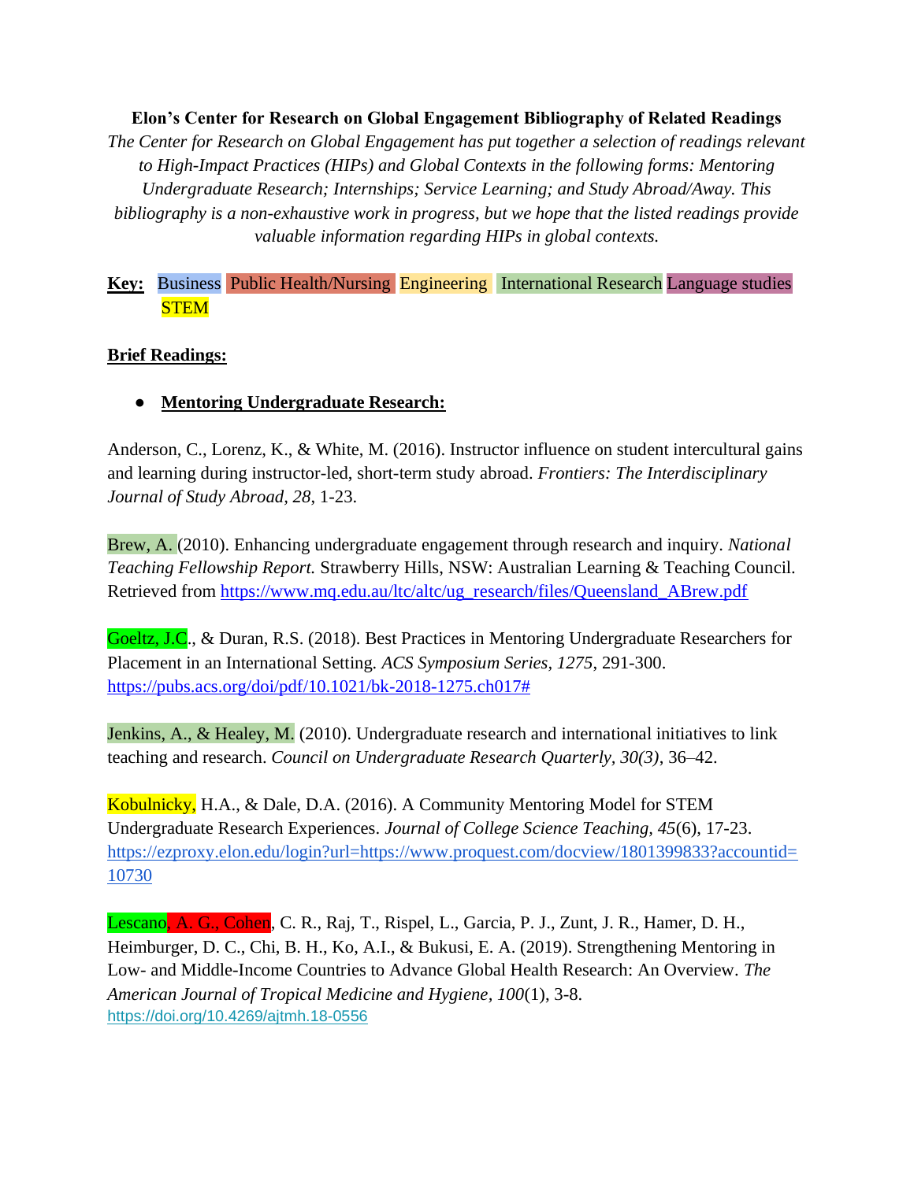**Elon's Center for Research on Global Engagement Bibliography of Related Readings**

*The Center for Research on Global Engagement has put together a selection of readings relevant to High-Impact Practices (HIPs) and Global Contexts in the following forms: Mentoring Undergraduate Research; Internships; Service Learning; and Study Abroad/Away. This bibliography is a non-exhaustive work in progress, but we hope that the listed readings provide valuable information regarding HIPs in global contexts.*

**Key:** Business Public Health/Nursing Engineering International Research Language studies STEM

**Brief Readings:**

- **Mentoring Undergraduate Research:**

Anderson, C., Lorenz, K., & White, M. (2016). Instructor influence on student intercultural gains and learning during instructor-led, short-term study abroad. *Frontiers: The Interdisciplinary Journal of Study Abroad, 28*, 1-23.

Brew, A. (2010). Enhancing undergraduate engagement through research and inquiry. *National Teaching Fellowship Report.* Strawberry Hills, NSW: Australian Learning & Teaching Council. Retrieved from https://www.mq.edu.au/ltc/altc/ug_research/files/Queensland_ABrew.pdf

Goeltz, J.C., & Duran, R.S. (2018). Best Practices in Mentoring Undergraduate Researchers for Placement in an International Setting. *ACS Symposium Series, 1275*, 291-300. https://pubs.acs.org/doi/pdf/10.1021/bk-2018-1275.ch017#

Jenkins, A., & Healey, M. (2010). Undergraduate research and international initiatives to link teaching and research. *Council on Undergraduate Research Quarterly, 30(3)*, 36–42.

Kobulnicky, H.A., & Dale, D.A. (2016). A Community Mentoring Model for STEM Undergraduate Research Experiences. *Journal of College Science Teaching, 45*(6), 17-23. https://ezproxy.elon.edu/login?url=https://www.proquest.com/docview/1801399833?accountid=10730

Lescano, A. G., Cohen, C. R., Raj, T., Rispel, L., Garcia, P. J., Zunt, J. R., Hamer, D. H., Heimburger, D. C., Chi, B. H., Ko, A.I., & Bukusi, E. A. (2019). Strengthening Mentoring in Low- and Middle-Income Countries to Advance Global Health Research: An Overview. *The American Journal of Tropical Medicine and Hygiene, 100*(1), 3-8. https://doi.org/10.4269/ajtmh.18-0556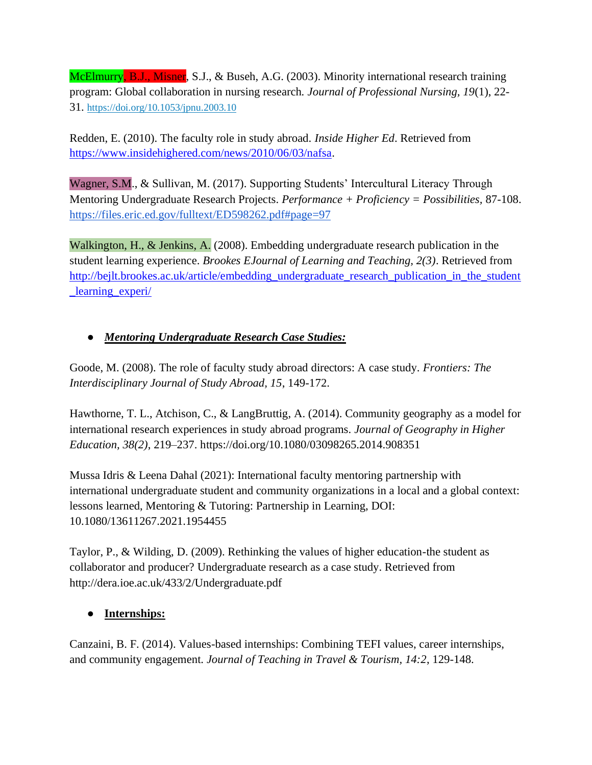McElmurry, B.J., Misner, S.J., & Buseh, A.G. (2003). Minority international research training program: Global collaboration in nursing research. *Journal of Professional Nursing, 19*(1), 22-31. https://doi.org/10.1053/jpnu.2003.10

Redden, E. (2010). The faculty role in study abroad. *Inside Higher Ed*. Retrieved from https://www.insidehighered.com/news/2010/06/03/nafsa.

Wagner, S.M., & Sullivan, M. (2017). Supporting Students' Intercultural Literacy Through Mentoring Undergraduate Research Projects. *Performance + Proficiency = Possibilities*, 87-108. https://files.eric.ed.gov/fulltext/ED598262.pdf#page=97

Walkington, H., & Jenkins, A. (2008). Embedding undergraduate research publication in the student learning experience. *Brookes EJournal of Learning and Teaching, 2(3)*. Retrieved from http://bejlt.brookes.ac.uk/article/embedding_undergraduate_research_publication_in_the_student_learning_experi/

- ***Mentoring Undergraduate Research Case Studies:***

Goode, M. (2008). The role of faculty study abroad directors: A case study. *Frontiers: The Interdisciplinary Journal of Study Abroad, 15*, 149-172.

Hawthorne, T. L., Atchison, C., & LangBruttig, A. (2014). Community geography as a model for international research experiences in study abroad programs. *Journal of Geography in Higher Education, 38(2)*, 219–237. https://doi.org/10.1080/03098265.2014.908351

Mussa Idris & Leena Dahal (2021): International faculty mentoring partnership with international undergraduate student and community organizations in a local and a global context: lessons learned, Mentoring & Tutoring: Partnership in Learning, DOI: 10.1080/13611267.2021.1954455

Taylor, P., & Wilding, D. (2009). Rethinking the values of higher education-the student as collaborator and producer? Undergraduate research as a case study. Retrieved from http://dera.ioe.ac.uk/433/2/Undergraduate.pdf

- **Internships:**

Canzaini, B. F. (2014). Values-based internships: Combining TEFI values, career internships, and community engagement. *Journal of Teaching in Travel & Tourism, 14:2*, 129-148.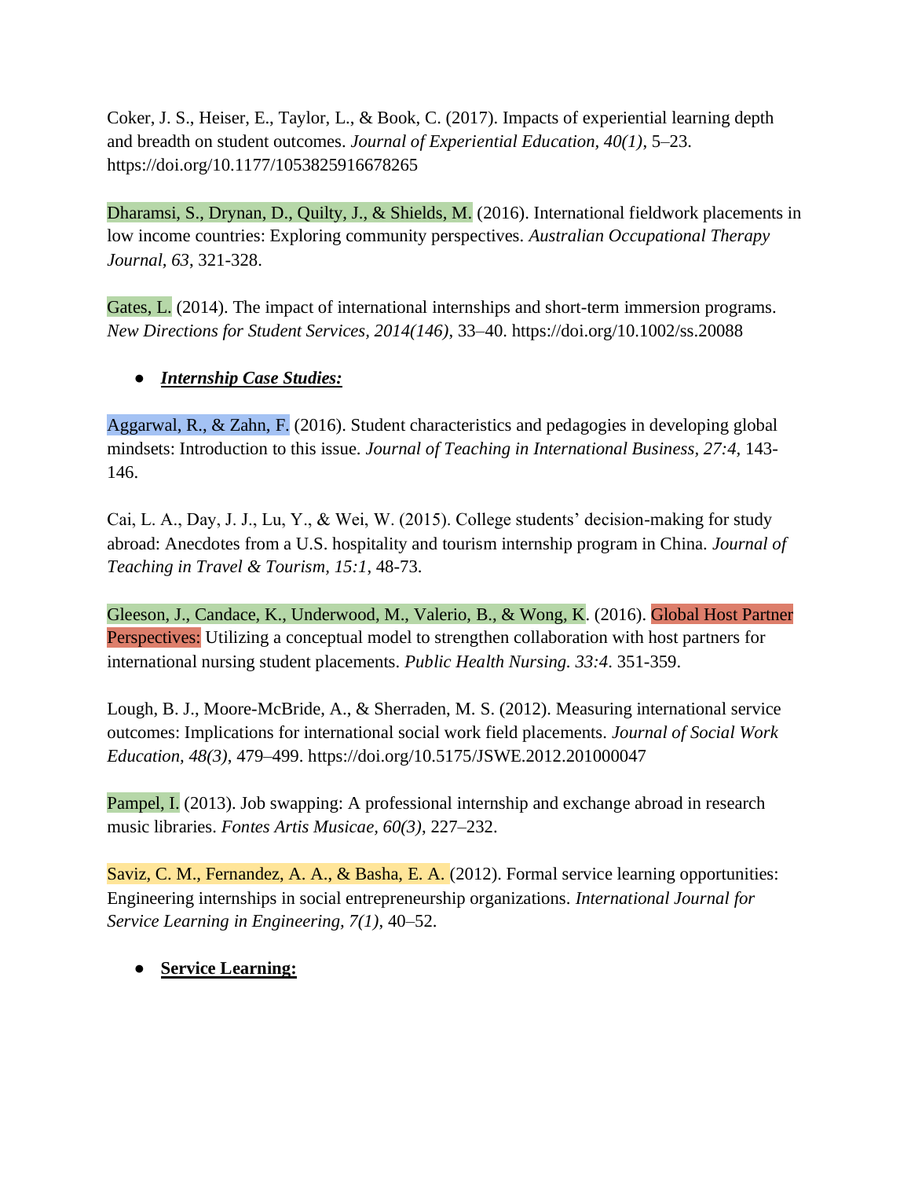Coker, J. S., Heiser, E., Taylor, L., & Book, C. (2017). Impacts of experiential learning depth and breadth on student outcomes. *Journal of Experiential Education, 40(1)*, 5–23. https://doi.org/10.1177/1053825916678265

Dharamsi, S., Drynan, D., Quilty, J., & Shields, M. (2016). International fieldwork placements in low income countries: Exploring community perspectives. *Australian Occupational Therapy Journal, 63*, 321-328.

Gates, L. (2014). The impact of international internships and short-term immersion programs. *New Directions for Student Services, 2014(146)*, 33–40. https://doi.org/10.1002/ss.20088

- ***Internship Case Studies:***

Aggarwal, R., & Zahn, F. (2016). Student characteristics and pedagogies in developing global mindsets: Introduction to this issue. *Journal of Teaching in International Business, 27:4*, 143-146.

Cai, L. A., Day, J. J., Lu, Y., & Wei, W. (2015). College students' decision-making for study abroad: Anecdotes from a U.S. hospitality and tourism internship program in China. *Journal of Teaching in Travel & Tourism, 15:1*, 48-73.

Gleeson, J., Candace, K., Underwood, M., Valerio, B., & Wong, K. (2016). Global Host Partner Perspectives: Utilizing a conceptual model to strengthen collaboration with host partners for international nursing student placements. *Public Health Nursing. 33:4*. 351-359.

Lough, B. J., Moore-McBride, A., & Sherraden, M. S. (2012). Measuring international service outcomes: Implications for international social work field placements. *Journal of Social Work Education, 48(3)*, 479–499. https://doi.org/10.5175/JSWE.2012.201000047

Pampel, I. (2013). Job swapping: A professional internship and exchange abroad in research music libraries. *Fontes Artis Musicae, 60(3)*, 227–232.

Saviz, C. M., Fernandez, A. A., & Basha, E. A. (2012). Formal service learning opportunities: Engineering internships in social entrepreneurship organizations. *International Journal for Service Learning in Engineering, 7(1)*, 40–52.

- **Service Learning:**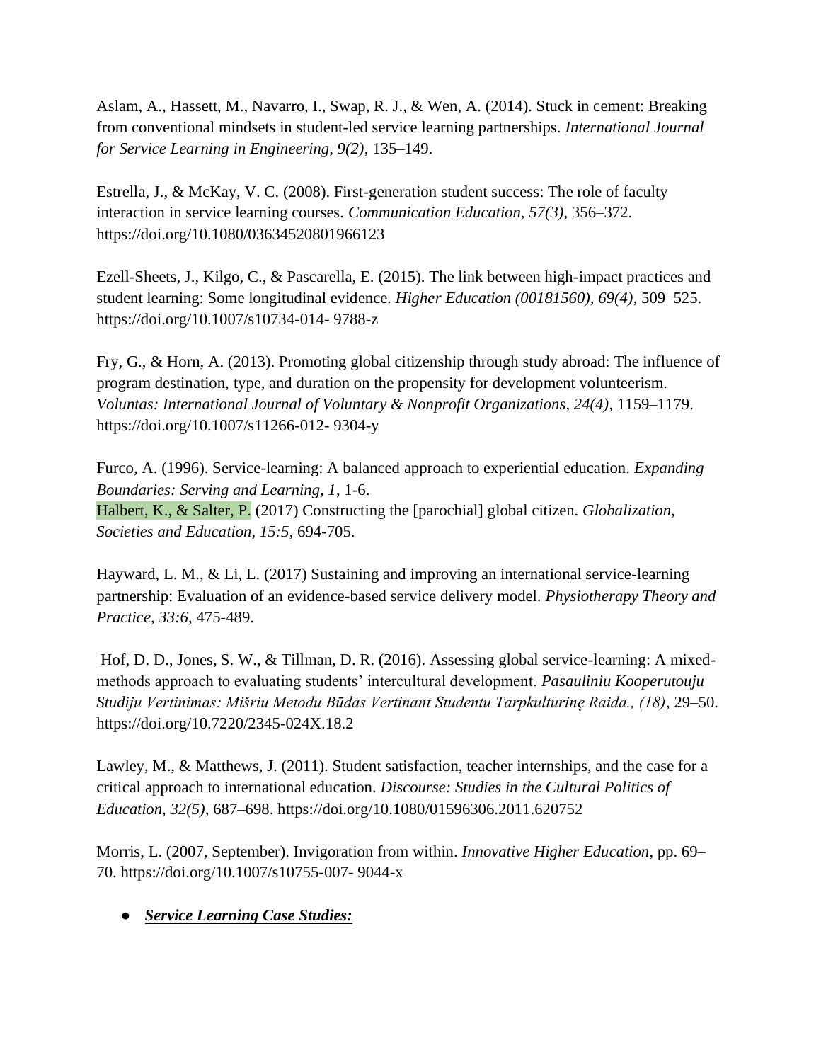Aslam, A., Hassett, M., Navarro, I., Swap, R. J., & Wen, A. (2014). Stuck in cement: Breaking from conventional mindsets in student-led service learning partnerships. *International Journal for Service Learning in Engineering, 9(2)*, 135–149.

Estrella, J., & McKay, V. C. (2008). First-generation student success: The role of faculty interaction in service learning courses. *Communication Education, 57(3)*, 356–372. https://doi.org/10.1080/03634520801966123

Ezell-Sheets, J., Kilgo, C., & Pascarella, E. (2015). The link between high-impact practices and student learning: Some longitudinal evidence. *Higher Education (00181560), 69(4)*, 509–525. https://doi.org/10.1007/s10734-014- 9788-z

Fry, G., & Horn, A. (2013). Promoting global citizenship through study abroad: The influence of program destination, type, and duration on the propensity for development volunteerism. *Voluntas: International Journal of Voluntary & Nonprofit Organizations, 24(4)*, 1159–1179. https://doi.org/10.1007/s11266-012- 9304-y

Furco, A. (1996). Service-learning: A balanced approach to experiential education. *Expanding Boundaries: Serving and Learning, 1*, 1-6.
Halbert, K., & Salter, P. (2017) Constructing the [parochial] global citizen. *Globalization, Societies and Education, 15:5*, 694-705.

Hayward, L. M., & Li, L. (2017) Sustaining and improving an international service-learning partnership: Evaluation of an evidence-based service delivery model. *Physiotherapy Theory and Practice, 33:6*, 475-489.

Hof, D. D., Jones, S. W., & Tillman, D. R. (2016). Assessing global service-learning: A mixed-methods approach to evaluating students' intercultural development. *Pasauliniu Kooperutouju Studiju Vertinimas: Mišriu Metodu Būdas Vertinant Studentu Tarpkulturinę Raida., (18)*, 29–50. https://doi.org/10.7220/2345-024X.18.2

Lawley, M., & Matthews, J. (2011). Student satisfaction, teacher internships, and the case for a critical approach to international education. *Discourse: Studies in the Cultural Politics of Education, 32(5)*, 687–698. https://doi.org/10.1080/01596306.2011.620752

Morris, L. (2007, September). Invigoration from within. *Innovative Higher Education*, pp. 69–70. https://doi.org/10.1007/s10755-007- 9044-x

- ***<u>Service Learning Case Studies:</u>***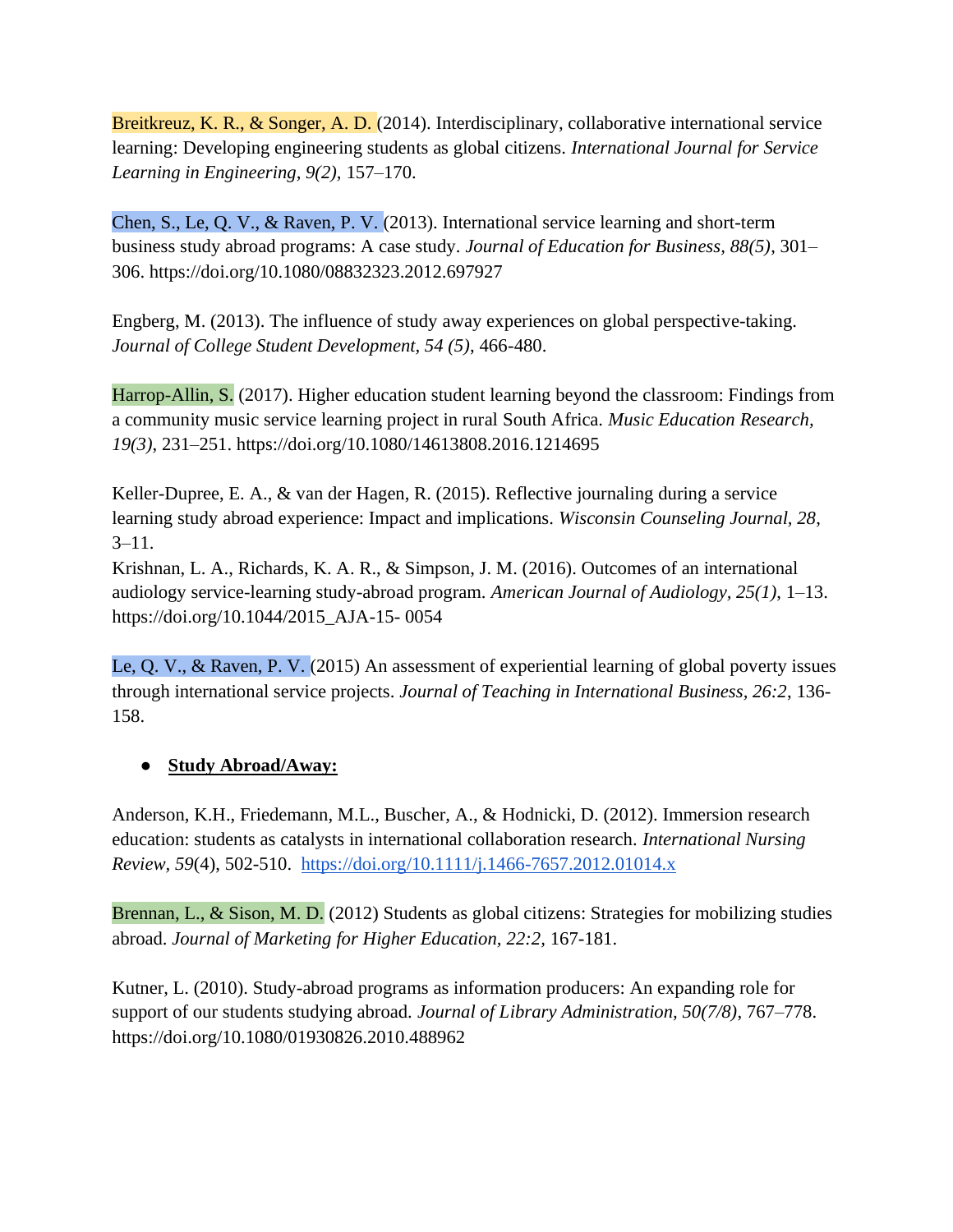Breitkreuz, K. R., & Songer, A. D. (2014). Interdisciplinary, collaborative international service learning: Developing engineering students as global citizens. *International Journal for Service Learning in Engineering, 9(2)*, 157–170.

Chen, S., Le, Q. V., & Raven, P. V. (2013). International service learning and short-term business study abroad programs: A case study. *Journal of Education for Business, 88(5)*, 301–306. https://doi.org/10.1080/08832323.2012.697927

Engberg, M. (2013). The influence of study away experiences on global perspective-taking. *Journal of College Student Development, 54 (5)*, 466-480.

Harrop-Allin, S. (2017). Higher education student learning beyond the classroom: Findings from a community music service learning project in rural South Africa. *Music Education Research, 19(3)*, 231–251. https://doi.org/10.1080/14613808.2016.1214695

Keller-Dupree, E. A., & van der Hagen, R. (2015). Reflective journaling during a service learning study abroad experience: Impact and implications. *Wisconsin Counseling Journal, 28*, 3–11.
Krishnan, L. A., Richards, K. A. R., & Simpson, J. M. (2016). Outcomes of an international audiology service-learning study-abroad program. *American Journal of Audiology, 25(1)*, 1–13. https://doi.org/10.1044/2015_AJA-15- 0054

Le, Q. V., & Raven, P. V. (2015) An assessment of experiential learning of global poverty issues through international service projects. *Journal of Teaching in International Business, 26:2*, 136-158.

- **Study Abroad/Away:**

Anderson, K.H., Friedemann, M.L., Buscher, A., & Hodnicki, D. (2012). Immersion research education: students as catalysts in international collaboration research. *International Nursing Review*, *59*(4), 502-510. https://doi.org/10.1111/j.1466-7657.2012.01014.x

Brennan, L., & Sison, M. D. (2012) Students as global citizens: Strategies for mobilizing studies abroad. *Journal of Marketing for Higher Education, 22:2*, 167-181.

Kutner, L. (2010). Study-abroad programs as information producers: An expanding role for support of our students studying abroad. *Journal of Library Administration, 50(7/8)*, 767–778. https://doi.org/10.1080/01930826.2010.488962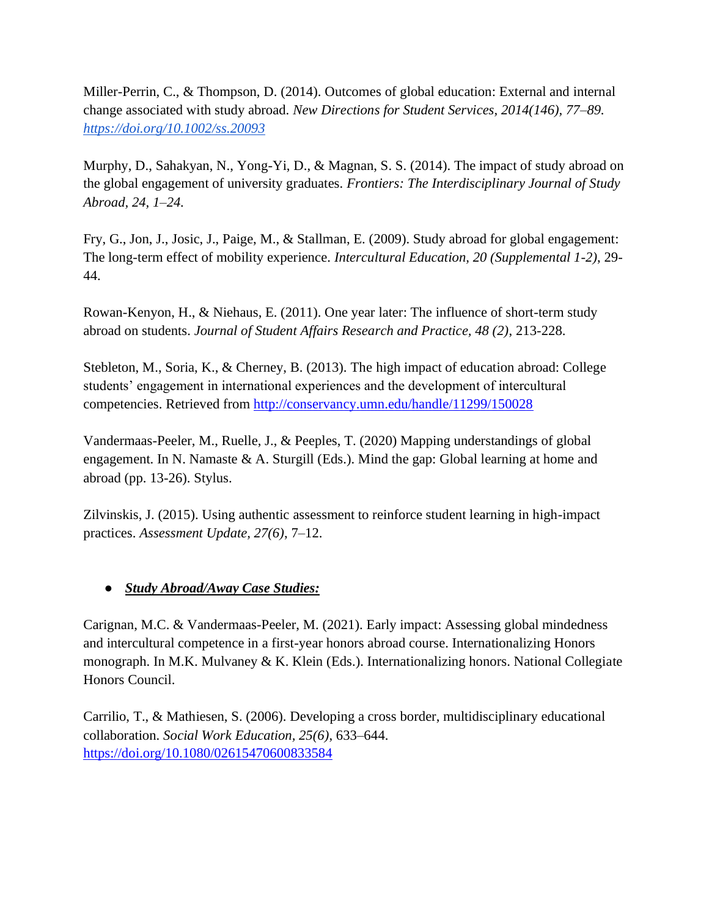Miller-Perrin, C., & Thompson, D. (2014). Outcomes of global education: External and internal change associated with study abroad. *New Directions for Student Services, 2014(146), 77–89. https://doi.org/10.1002/ss.20093*

Murphy, D., Sahakyan, N., Yong-Yi, D., & Magnan, S. S. (2014). The impact of study abroad on the global engagement of university graduates. *Frontiers: The Interdisciplinary Journal of Study Abroad, 24, 1–24.*

Fry, G., Jon, J., Josic, J., Paige, M., & Stallman, E. (2009). Study abroad for global engagement: The long-term effect of mobility experience. *Intercultural Education, 20 (Supplemental 1-2),* 29-44.

Rowan-Kenyon, H., & Niehaus, E. (2011). One year later: The influence of short-term study abroad on students. *Journal of Student Affairs Research and Practice, 48 (2)*, 213-228.

Stebleton, M., Soria, K., & Cherney, B. (2013). The high impact of education abroad: College students' engagement in international experiences and the development of intercultural competencies. Retrieved from http://conservancy.umn.edu/handle/11299/150028

Vandermaas-Peeler, M., Ruelle, J., & Peeples, T. (2020) Mapping understandings of global engagement. In N. Namaste & A. Sturgill (Eds.). Mind the gap: Global learning at home and abroad (pp. 13-26). Stylus.

Zilvinskis, J. (2015). Using authentic assessment to reinforce student learning in high-impact practices. *Assessment Update, 27(6)*, 7–12.

- ***Study Abroad/Away Case Studies:***

Carignan, M.C. & Vandermaas-Peeler, M. (2021). Early impact: Assessing global mindedness and intercultural competence in a first-year honors abroad course. Internationalizing Honors monograph. In M.K. Mulvaney & K. Klein (Eds.). Internationalizing honors. National Collegiate Honors Council.

Carrilio, T., & Mathiesen, S. (2006). Developing a cross border, multidisciplinary educational collaboration. *Social Work Education, 25(6),* 633–644. https://doi.org/10.1080/02615470600833584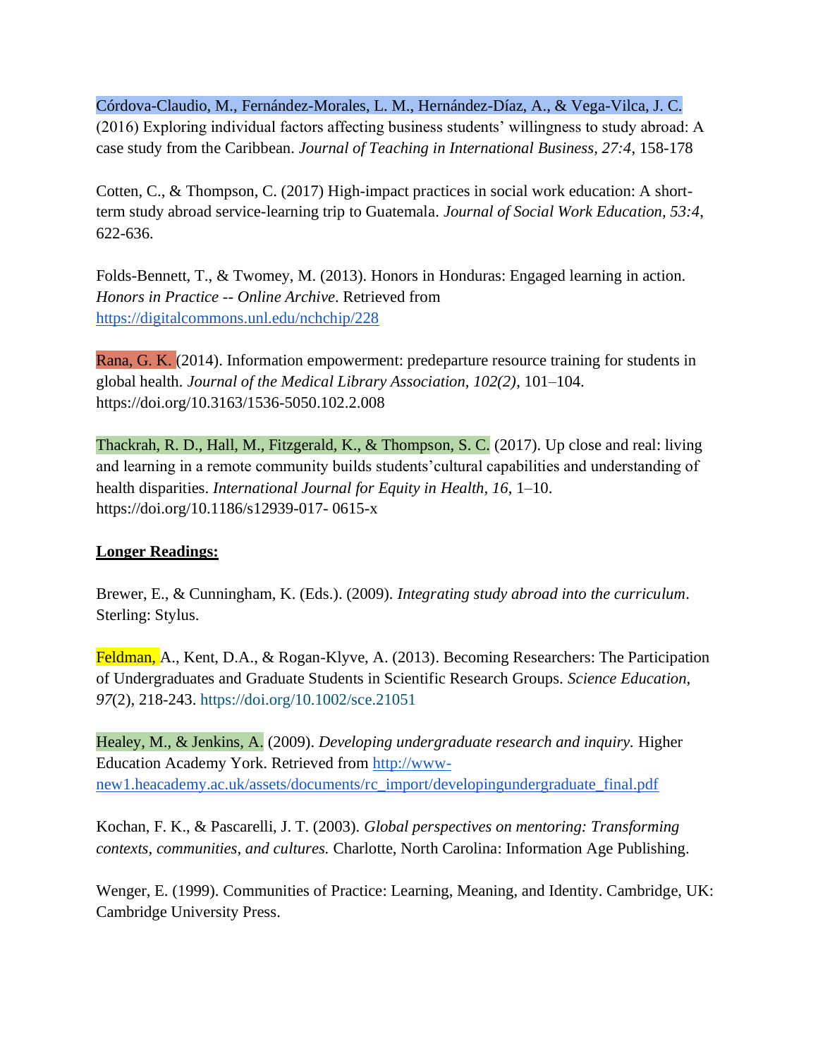Córdova-Claudio, M., Fernández-Morales, L. M., Hernández-Díaz, A., & Vega-Vilca, J. C. (2016) Exploring individual factors affecting business students' willingness to study abroad: A case study from the Caribbean. *Journal of Teaching in International Business, 27:4*, 158-178

Cotten, C., & Thompson, C. (2017) High-impact practices in social work education: A short-term study abroad service-learning trip to Guatemala. *Journal of Social Work Education*, *53:4*, 622-636.

Folds-Bennett, T., & Twomey, M. (2013). Honors in Honduras: Engaged learning in action. *Honors in Practice -- Online Archive*. Retrieved from https://digitalcommons.unl.edu/nchchip/228

Rana, G. K. (2014). Information empowerment: predeparture resource training for students in global health. *Journal of the Medical Library Association, 102(2)*, 101–104. https://doi.org/10.3163/1536-5050.102.2.008

Thackrah, R. D., Hall, M., Fitzgerald, K., & Thompson, S. C. (2017). Up close and real: living and learning in a remote community builds students'cultural capabilities and understanding of health disparities. *International Journal for Equity in Health*, *16*, 1–10. https://doi.org/10.1186/s12939-017- 0615-x

**Longer Readings:**

Brewer, E., & Cunningham, K. (Eds.). (2009). *Integrating study abroad into the curriculum*. Sterling: Stylus.

Feldman, A., Kent, D.A., & Rogan-Klyve, A. (2013). Becoming Researchers: The Participation of Undergraduates and Graduate Students in Scientific Research Groups. *Science Education, 97*(2), 218-243. https://doi.org/10.1002/sce.21051

Healey, M., & Jenkins, A. (2009). *Developing undergraduate research and inquiry.* Higher Education Academy York. Retrieved from http://www-new1.heacademy.ac.uk/assets/documents/rc_import/developingundergraduate_final.pdf

Kochan, F. K., & Pascarelli, J. T. (2003). *Global perspectives on mentoring: Transforming contexts, communities, and cultures.* Charlotte, North Carolina: Information Age Publishing.

Wenger, E. (1999). Communities of Practice: Learning, Meaning, and Identity. Cambridge, UK: Cambridge University Press.